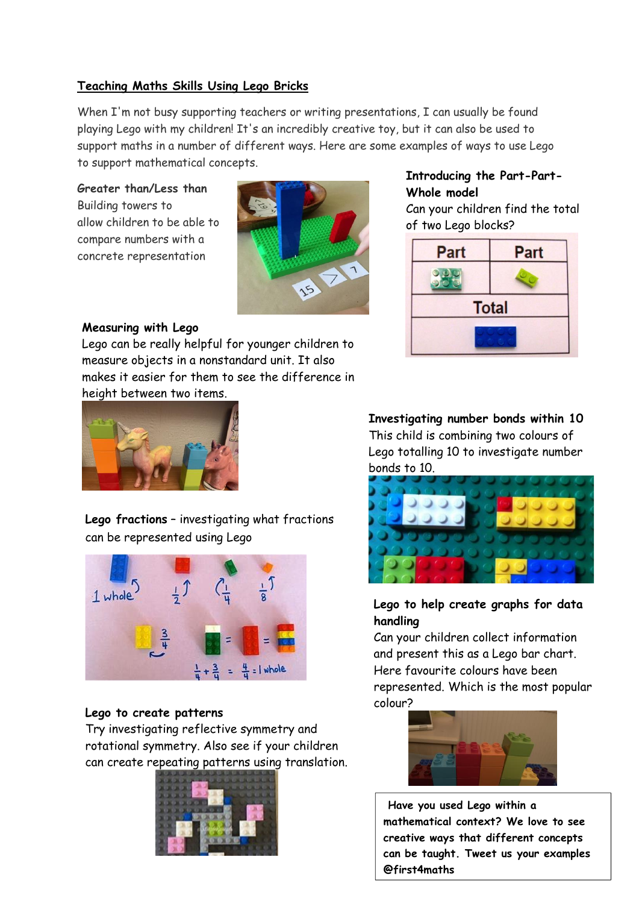# Teaching Maths Skills Using Lego Bricks

When I'm not busy supporting teachers or writing presentations, I can usually be found playing Lego with my children! It's an incredibly creative toy, but it can also be used to support maths in a number of different ways. Here are some examples of ways to use Lego to support mathematical concepts.

**Greater than/Less than**

Building towers to allow children to be able to compare numbers with a concrete representation

**Introducing the Part-Part-Whole model**

Can your children find the total of two Lego blocks?

**Measuring with Lego**

Lego can be really helpful for younger children to measure objects in a nonstandard unit. It also makes it easier for them to see the difference in height between two items.

**Investigating number bonds within 10**

This child is combining two colours of Lego totalling 10 to investigate number bonds to 10.

**Lego fractions** – investigating what fractions can be represented using Lego

**Lego to help create graphs for data handling**

Can your children collect information and present this as a Lego bar chart. Here favourite colours have been represented. Which is the most popular colour?

**Lego to create patterns**

Try investigating reflective symmetry and rotational symmetry. Also see if your children can create repeating patterns using translation.

**Have you used Lego within a mathematical context? We love to see creative ways that different concepts can be taught. Tweet us your examples @first4maths**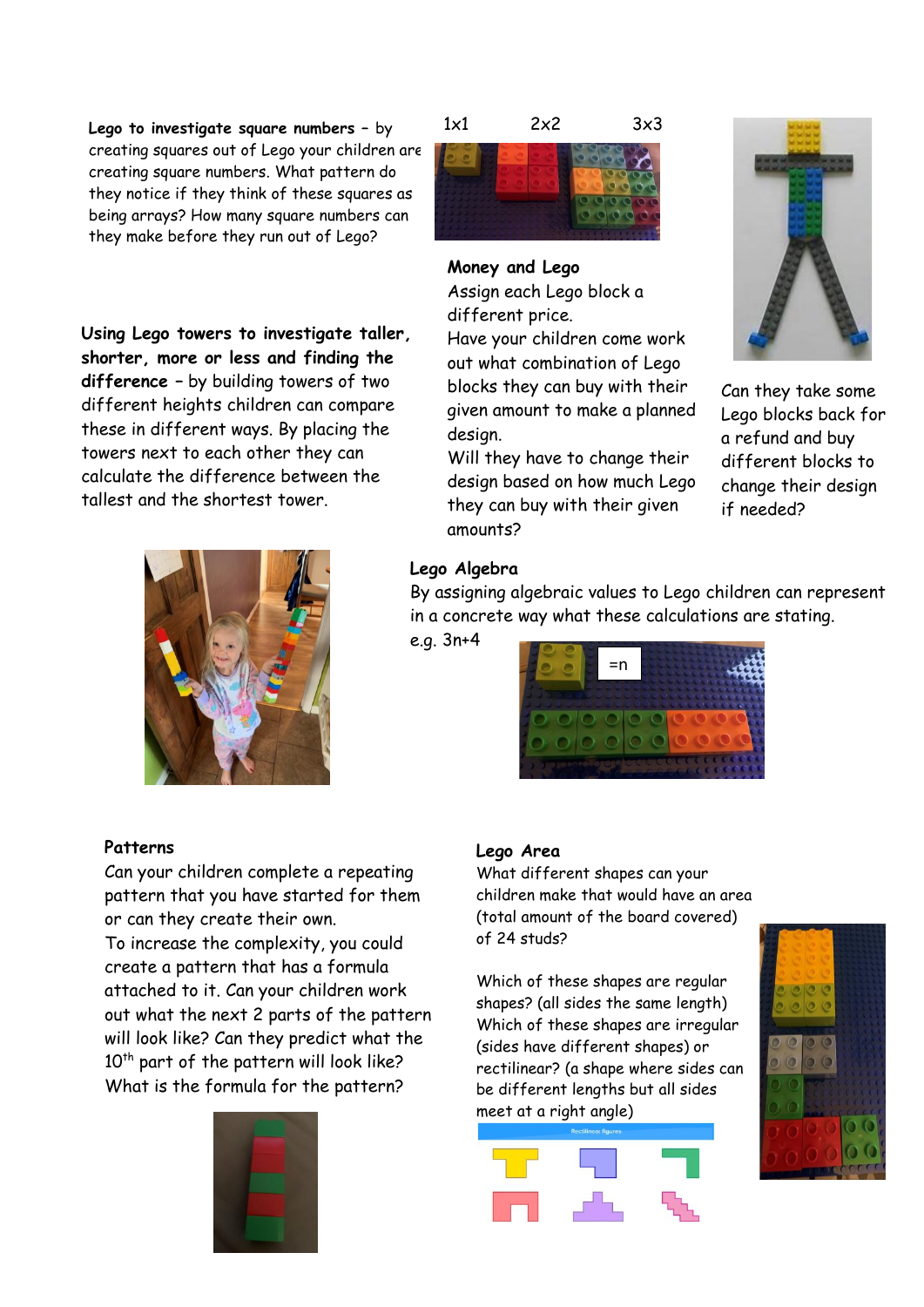**Lego to investigate square numbers** – by creating squares out of Lego your children are creating square numbers. What pattern do they notice if they think of these squares as being arrays? How many square numbers can they make before they run out of Lego?

1x1 2x2 3x3

**Using Lego towers to investigate taller, shorter, more or less and finding the difference** – by building towers of two different heights children can compare these in different ways. By placing the towers next to each other they can calculate the difference between the tallest and the shortest tower.

**Money and Lego**

Assign each Lego block a different price.

Have your children come work out what combination of Lego blocks they can buy with their given amount to make a planned design.

Will they have to change their design based on how much Lego they can buy with their given amounts?

Can they take some Lego blocks back for a refund and buy different blocks to change their design if needed?

**Lego Algebra**

By assigning algebraic values to Lego children can represent in a concrete way what these calculations are stating.

e.g. $3n+4$

=n

**Patterns**

Can your children complete a repeating pattern that you have started for them or can they create their own.

To increase the complexity, you could create a pattern that has a formula attached to it. Can your children work out what the next 2 parts of the pattern will look like? Can they predict what the 10th part of the pattern will look like? What is the formula for the pattern?

**Lego Area**

What different shapes can your children make that would have an area (total amount of the board covered) of 24 studs?

Which of these shapes are regular shapes? (all sides the same length)

Which of these shapes are irregular (sides have different shapes) or rectilinear? (a shape where sides can be different lengths but all sides meet at a right angle)

Rectilinear figures